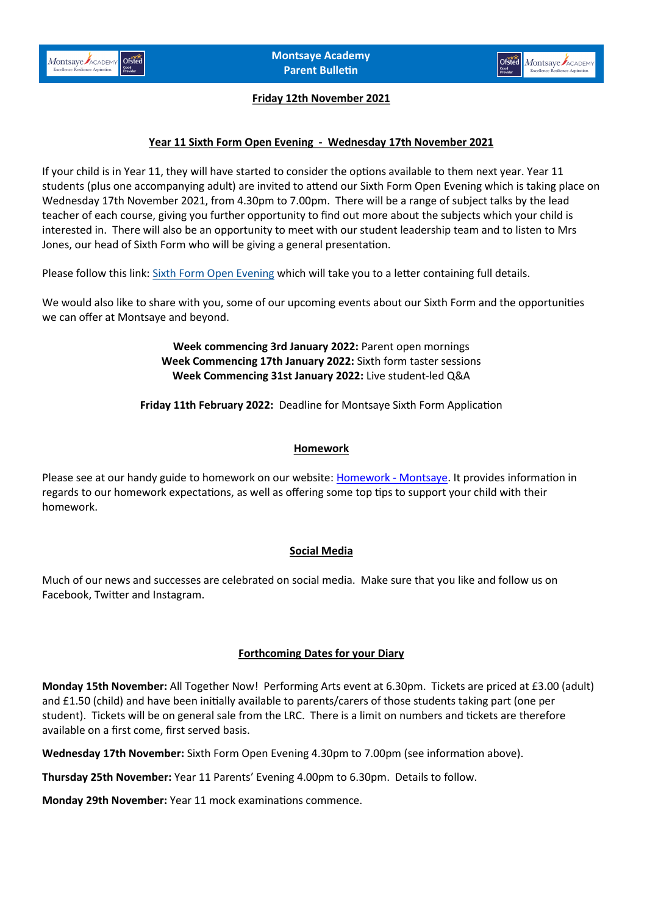# Montsaye Academy
## Parent Bulletin

**Friday 12th November 2021**

## Year 11 Sixth Form Open Evening - Wednesday 17th November 2021

If your child is in Year 11, they will have started to consider the options available to them next year. Year 11 students (plus one accompanying adult) are invited to attend our Sixth Form Open Evening which is taking place on Wednesday 17th November 2021, from 4.30pm to 7.00pm. There will be a range of subject talks by the lead teacher of each course, giving you further opportunity to find out more about the subjects which your child is interested in. There will also be an opportunity to meet with our student leadership team and to listen to Mrs Jones, our head of Sixth Form who will be giving a general presentation.

Please follow this link: Sixth Form Open Evening which will take you to a letter containing full details.

We would also like to share with you, some of our upcoming events about our Sixth Form and the opportunities we can offer at Montsaye and beyond.

**Week commencing 3rd January 2022:** Parent open mornings
**Week Commencing 17th January 2022:** Sixth form taster sessions
**Week Commencing 31st January 2022:** Live student-led Q&A

**Friday 11th February 2022:** Deadline for Montsaye Sixth Form Application

## Homework

Please see at our handy guide to homework on our website: Homework - Montsaye. It provides information in regards to our homework expectations, as well as offering some top tips to support your child with their homework.

## Social Media

Much of our news and successes are celebrated on social media. Make sure that you like and follow us on Facebook, Twitter and Instagram.

## Forthcoming Dates for your Diary

**Monday 15th November:** All Together Now! Performing Arts event at 6.30pm. Tickets are priced at £3.00 (adult) and £1.50 (child) and have been initially available to parents/carers of those students taking part (one per student). Tickets will be on general sale from the LRC. There is a limit on numbers and tickets are therefore available on a first come, first served basis.

**Wednesday 17th November:** Sixth Form Open Evening 4.30pm to 7.00pm (see information above).

**Thursday 25th November:** Year 11 Parents' Evening 4.00pm to 6.30pm. Details to follow.

**Monday 29th November:** Year 11 mock examinations commence.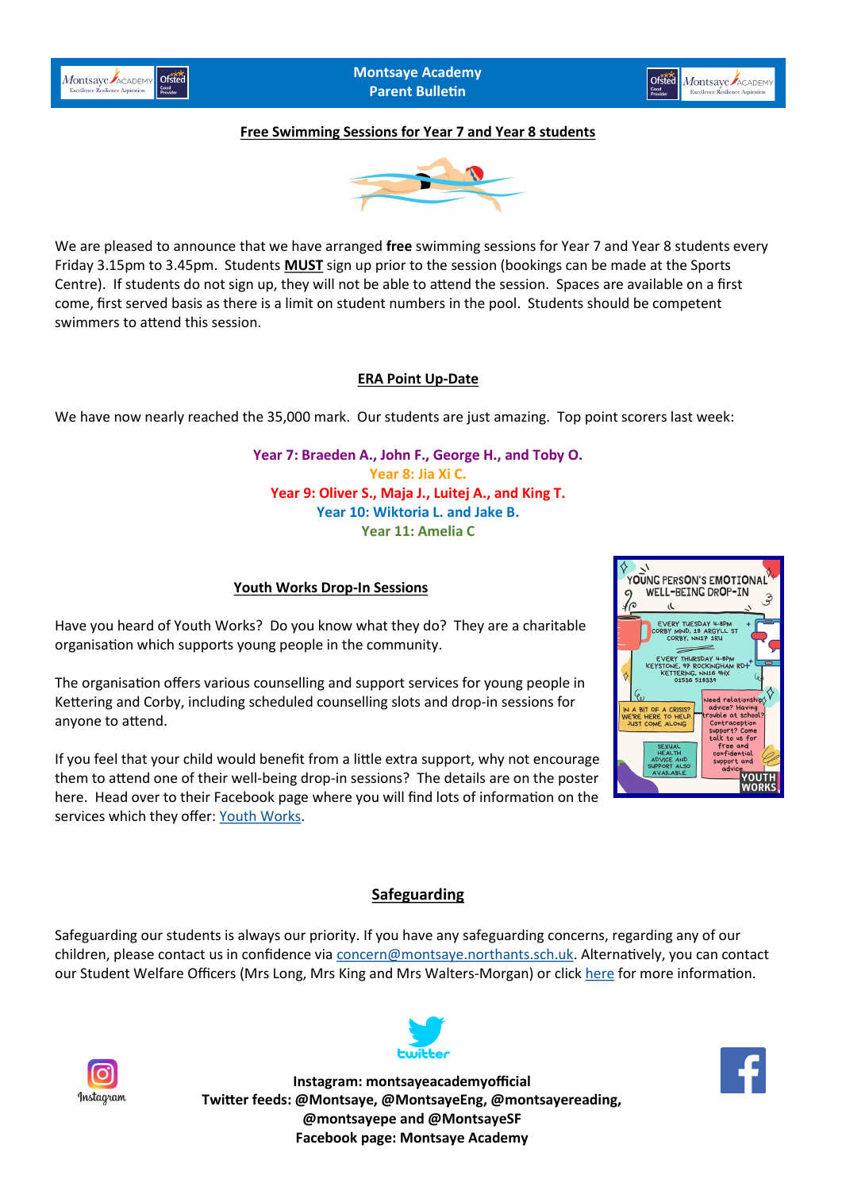## Free Swimming Sessions for Year 7 and Year 8 students

We are pleased to announce that we have arranged **free** swimming sessions for Year 7 and Year 8 students every Friday 3.15pm to 3.45pm. Students **MUST** sign up prior to the session (bookings can be made at the Sports Centre). If students do not sign up, they will not be able to attend the session. Spaces are available on a first come, first served basis as there is a limit on student numbers in the pool. Students should be competent swimmers to attend this session.

## ERA Point Up-Date

We have now nearly reached the 35,000 mark. Our students are just amazing. Top point scorers last week:

**Year 7: Braeden A., John F., George H., and Toby O.**
**Year 8: Jia Xi C.**
**Year 9: Oliver S., Maja J., Luitej A., and King T.**
**Year 10: Wiktoria L. and Jake B.**
**Year 11: Amelia C**

## Youth Works Drop-In Sessions

Have you heard of Youth Works? Do you know what they do? They are a charitable organisation which supports young people in the community.

The organisation offers various counselling and support services for young people in Kettering and Corby, including scheduled counselling slots and drop-in sessions for anyone to attend.

If you feel that your child would benefit from a little extra support, why not encourage them to attend one of their well-being drop-in sessions? The details are on the poster here. Head over to their Facebook page where you will find lots of information on the services which they offer: Youth Works.

YOUNG PERSON'S EMOTIONAL WELL-BEING DROP-IN

EVERY TUESDAY 4-8PM
CORBY MIND, 18 ARGYLL ST
CORBY, NN17 1RU

EVERY THURSDAY 4-8PM
KEYSTONE, 97 ROCKINGHAM RD
KETTERING, NN16 9HX
01536 518339

IN A BIT OF A CRISIS? WE'RE HERE TO HELP. JUST COME ALONG

Need relationship advice? Having trouble at school? Contraception support? Come talk to us for free and confidential support and advice

SEXUAL HEALTH ADVICE AND SUPPORT ALSO AVAILABLE

YOUTH WORKS

## Safeguarding

Safeguarding our students is always our priority. If you have any safeguarding concerns, regarding any of our children, please contact us in confidence via concern@montsaye.northants.sch.uk. Alternatively, you can contact our Student Welfare Officers (Mrs Long, Mrs King and Mrs Walters-Morgan) or click here for more information.

**Instagram: montsayeacademyofficial**
**Twitter feeds: @Montsaye, @MontsayeEng, @montsayereading, @montsayepe and @MontsayeSF**
**Facebook page: Montsaye Academy**